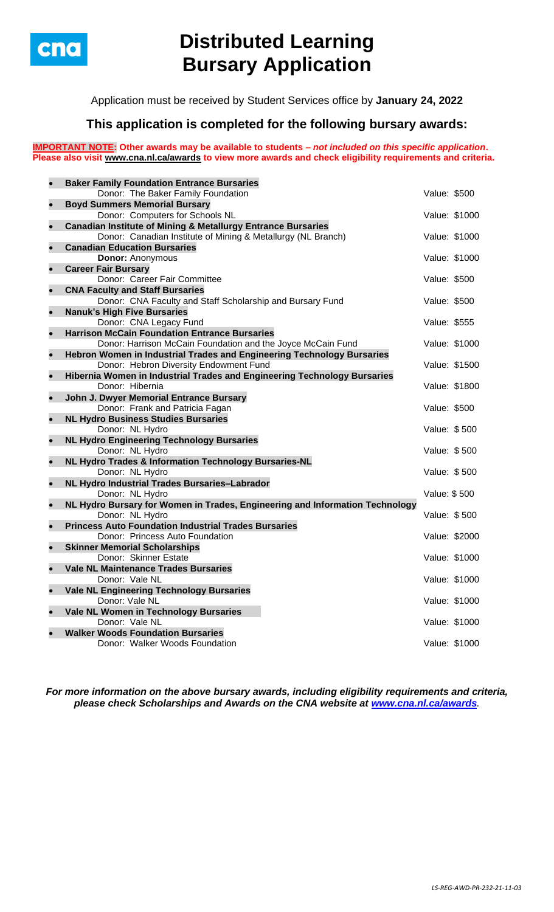# Distributed Learning Bursary Application

Application must be received by Student Services office by **January 24, 2022**

## This application is completed for the following bursary awards:

**IMPORTANT NOTE: Other awards may be available to students – *not included on this specific application*. Please also visit www.cna.nl.ca/awards to view more awards and check eligibility requirements and criteria.**

- **Baker Family Foundation Entrance Bursaries**
  Donor: The Baker Family Foundation — Value: $500
- **Boyd Summers Memorial Bursary**
  Donor: Computers for Schools NL — Value: $1000
- **Canadian Institute of Mining & Metallurgy Entrance Bursaries**
  Donor: Canadian Institute of Mining & Metallurgy (NL Branch) — Value: $1000
- **Canadian Education Bursaries**
  **Donor:** Anonymous — Value: $1000
- **Career Fair Bursary**
  Donor: Career Fair Committee — Value: $500
- **CNA Faculty and Staff Bursaries**
  Donor: CNA Faculty and Staff Scholarship and Bursary Fund — Value: $500
- **Nanuk's High Five Bursaries**
  Donor: CNA Legacy Fund — Value: $555
- **Harrison McCain Foundation Entrance Bursaries**
  Donor: Harrison McCain Foundation and the Joyce McCain Fund — Value: $1000
- **Hebron Women in Industrial Trades and Engineering Technology Bursaries**
  Donor: Hebron Diversity Endowment Fund — Value: $1500
- **Hibernia Women in Industrial Trades and Engineering Technology Bursaries**
  Donor: Hibernia — Value: $1800
- **John J. Dwyer Memorial Entrance Bursary**
  Donor: Frank and Patricia Fagan — Value: $500
- **NL Hydro Business Studies Bursaries**
  Donor: NL Hydro — Value: $ 500
- **NL Hydro Engineering Technology Bursaries**
  Donor: NL Hydro — Value: $ 500
- **NL Hydro Trades & Information Technology Bursaries-NL**
  Donor: NL Hydro — Value: $ 500
- **NL Hydro Industrial Trades Bursaries–Labrador**
  Donor: NL Hydro — Value: $ 500
- **NL Hydro Bursary for Women in Trades, Engineering and Information Technology**
  Donor: NL Hydro — Value: $ 500
- **Princess Auto Foundation Industrial Trades Bursaries**
  Donor: Princess Auto Foundation — Value: $2000
- **Skinner Memorial Scholarships**
  Donor: Skinner Estate — Value: $1000
- **Vale NL Maintenance Trades Bursaries**
  Donor: Vale NL — Value: $1000
- **Vale NL Engineering Technology Bursaries**
  Donor: Vale NL — Value: $1000
- **Vale NL Women in Technology Bursaries**
  Donor: Vale NL — Value: $1000
- **Walker Woods Foundation Bursaries**
  Donor: Walker Woods Foundation — Value: $1000

***For more information on the above bursary awards, including eligibility requirements and criteria, please check Scholarships and Awards on the CNA website at www.cna.nl.ca/awards.***

*LS-REG-AWD-PR-232-21-11-03*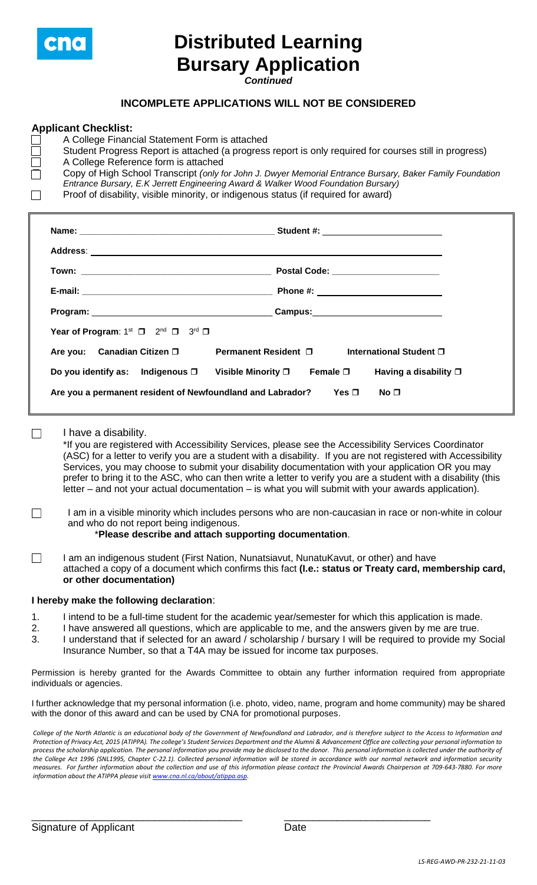cna

# Distributed Learning Bursary Application

***Continued***

**INCOMPLETE APPLICATIONS WILL NOT BE CONSIDERED**

**Applicant Checklist:**

- ☐ A College Financial Statement Form is attached
- ☐ Student Progress Report is attached (a progress report is only required for courses still in progress)
- ☐ A College Reference form is attached
- ☐ Copy of High School Transcript *(only for John J. Dwyer Memorial Entrance Bursary, Baker Family Foundation Entrance Bursary, E.K Jerrett Engineering Award & Walker Wood Foundation Bursary)*
- ☐ Proof of disability, visible minority, or indigenous status (if required for award)

**Name:** ______________________________ **Student #:** ______________________

**Address**: ____________________________________________________________

**Town:** ______________________________ **Postal Code:** ____________________

**E-mail:** ______________________________ **Phone #:** ______________________

**Program:** ____________________________ **Campus:** ______________________

**Year of Program**: 1st ☐ 2nd ☐ 3rd ☐

**Are you: Canadian Citizen ☐ Permanent Resident ☐ International Student ☐**

**Do you identify as: Indigenous ☐ Visible Minority ☐ Female ☐ Having a disability ☐**

**Are you a permanent resident of Newfoundland and Labrador? Yes ☐ No ☐**

☐ I have a disability.

*If you are registered with Accessibility Services, please see the Accessibility Services Coordinator (ASC) for a letter to verify you are a student with a disability. If you are not registered with Accessibility Services, you may choose to submit your disability documentation with your application OR you may prefer to bring it to the ASC, who can then write a letter to verify you are a student with a disability (this letter – and not your actual documentation – is what you will submit with your awards application).

☐ I am in a visible minority which includes persons who are non-caucasian in race or non-white in colour and who do not report being indigenous.
*__Please describe and attach supporting documentation__.

☐ I am an indigenous student (First Nation, Nunatsiavut, NunatuKavut, or other) and have attached a copy of a document which confirms this fact **(I.e.: status or Treaty card, membership card, or other documentation)**

**I hereby make the following declaration**:

1. I intend to be a full-time student for the academic year/semester for which this application is made.
2. I have answered all questions, which are applicable to me, and the answers given by me are true.
3. I understand that if selected for an award / scholarship / bursary I will be required to provide my Social Insurance Number, so that a T4A may be issued for income tax purposes.

Permission is hereby granted for the Awards Committee to obtain any further information required from appropriate individuals or agencies.

I further acknowledge that my personal information (i.e. photo, video, name, program and home community) may be shared with the donor of this award and can be used by CNA for promotional purposes.

*College of the North Atlantic is an educational body of the Government of Newfoundland and Labrador, and is therefore subject to the Access to Information and Protection of Privacy Act, 2015 (ATIPPA). The college's Student Services Department and the Alumni & Advancement Office are collecting your personal information to process the scholarship application. The personal information you provide may be disclosed to the donor. This personal information is collected under the authority of the College Act 1996 (SNL1995, Chapter C-22.1). Collected personal information will be stored in accordance with our normal network and information security measures. For further information about the collection and use of this information please contact the Provincial Awards Chairperson at 709-643-7880. For more information about the ATIPPA please visit www.cna.nl.ca/about/atippa.asp.*

_________________________________ _________________________

Signature of Applicant Date

*LS-REG-AWD-PR-232-21-11-03*